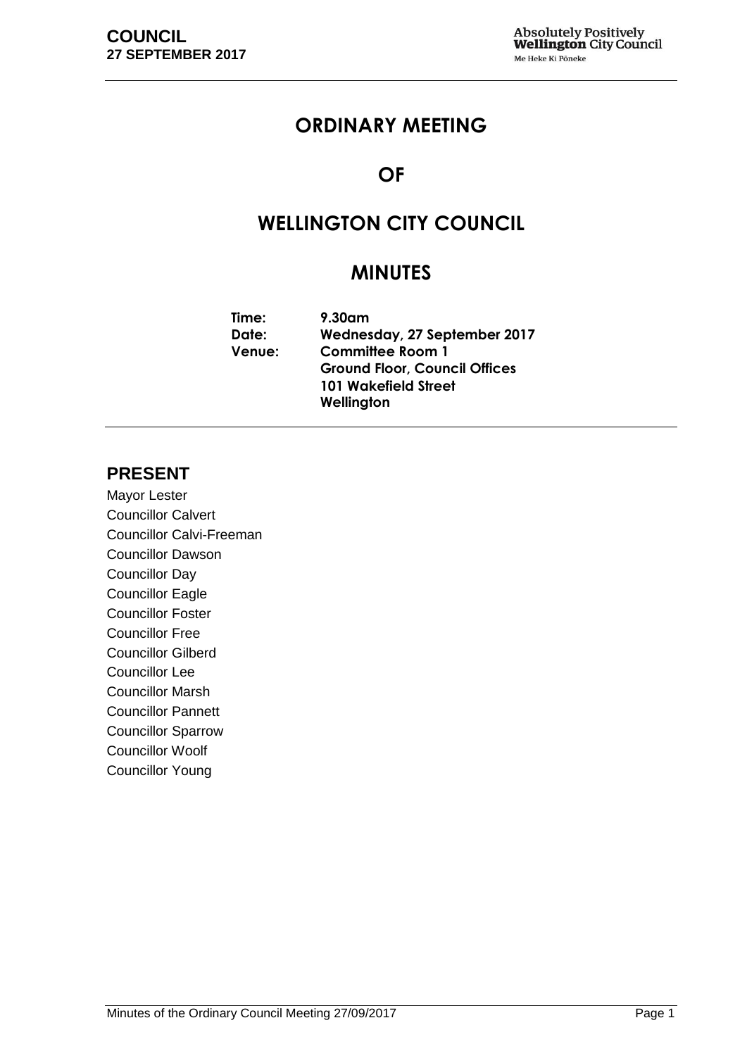# ORDINARY MEETING

# OF

# WELLINGTON CITY COUNCIL

# MINUTES

| | |
|---|---|
| **Time:** | **9.30am** |
| **Date:** | **Wednesday, 27 September 2017** |
| **Venue:** | **Committee Room 1**<br>**Ground Floor, Council Offices**<br>**101 Wakefield Street**<br>**Wellington** |

## PRESENT

Mayor Lester
Councillor Calvert
Councillor Calvi-Freeman
Councillor Dawson
Councillor Day
Councillor Eagle
Councillor Foster
Councillor Free
Councillor Gilberd
Councillor Lee
Councillor Marsh
Councillor Pannett
Councillor Sparrow
Councillor Woolf
Councillor Young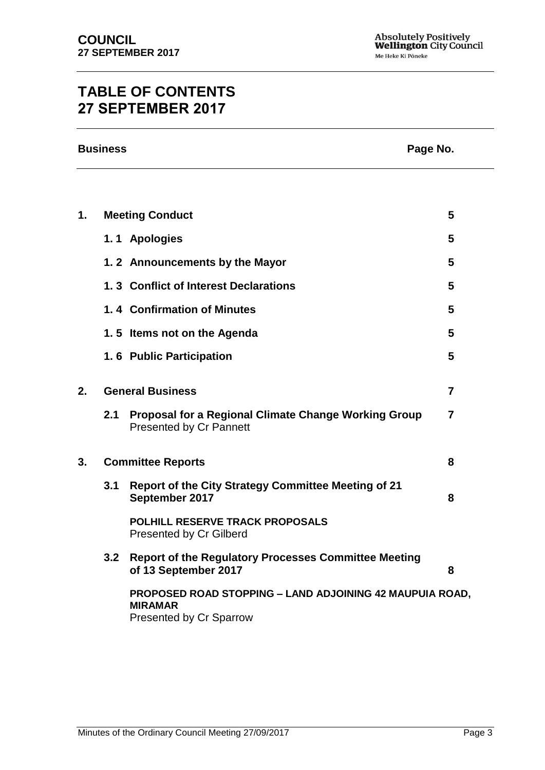# TABLE OF CONTENTS
# 27 SEPTEMBER 2017

| Business | | | Page No. |
|---|---|---|---|
| **1.** | **Meeting Conduct** | | **5** |
| | **1. 1** | **Apologies** | **5** |
| | **1. 2** | **Announcements by the Mayor** | **5** |
| | **1. 3** | **Conflict of Interest Declarations** | **5** |
| | **1. 4** | **Confirmation of Minutes** | **5** |
| | **1. 5** | **Items not on the Agenda** | **5** |
| | **1. 6** | **Public Participation** | **5** |
| **2.** | **General Business** | | **7** |
| | **2.1** | **Proposal for a Regional Climate Change Working Group** Presented by Cr Pannett | **7** |
| **3.** | **Committee Reports** | | **8** |
| | **3.1** | **Report of the City Strategy Committee Meeting of 21 September 2017** | **8** |
| | | **POLHILL RESERVE TRACK PROPOSALS** Presented by Cr Gilberd | |
| | **3.2** | **Report of the Regulatory Processes Committee Meeting of 13 September 2017** | **8** |
| | | **PROPOSED ROAD STOPPING – LAND ADJOINING 42 MAUPUIA ROAD, MIRAMAR** Presented by Cr Sparrow | |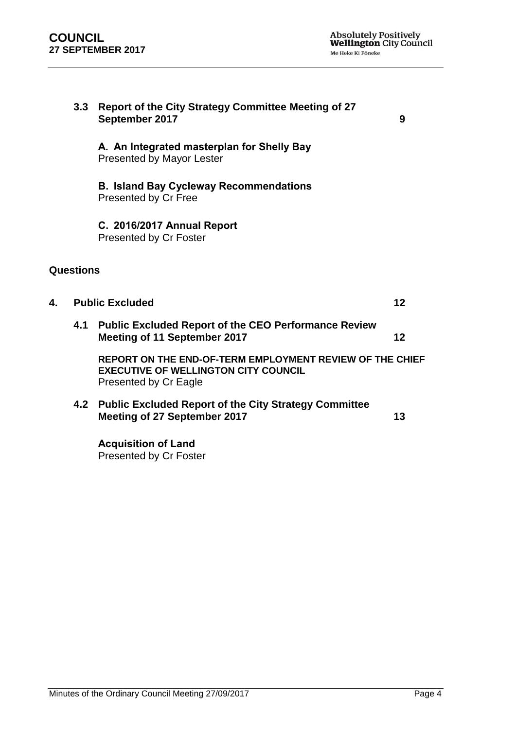**3.3 Report of the City Strategy Committee Meeting of 27 September 2017** **9**

**A. An Integrated masterplan for Shelly Bay**
Presented by Mayor Lester

**B. Island Bay Cycleway Recommendations**
Presented by Cr Free

**C. 2016/2017 Annual Report**
Presented by Cr Foster

**Questions**

**4. Public Excluded** **12**

**4.1 Public Excluded Report of the CEO Performance Review Meeting of 11 September 2017** **12**

**REPORT ON THE END-OF-TERM EMPLOYMENT REVIEW OF THE CHIEF EXECUTIVE OF WELLINGTON CITY COUNCIL**
Presented by Cr Eagle

**4.2 Public Excluded Report of the City Strategy Committee Meeting of 27 September 2017** **13**

**Acquisition of Land**
Presented by Cr Foster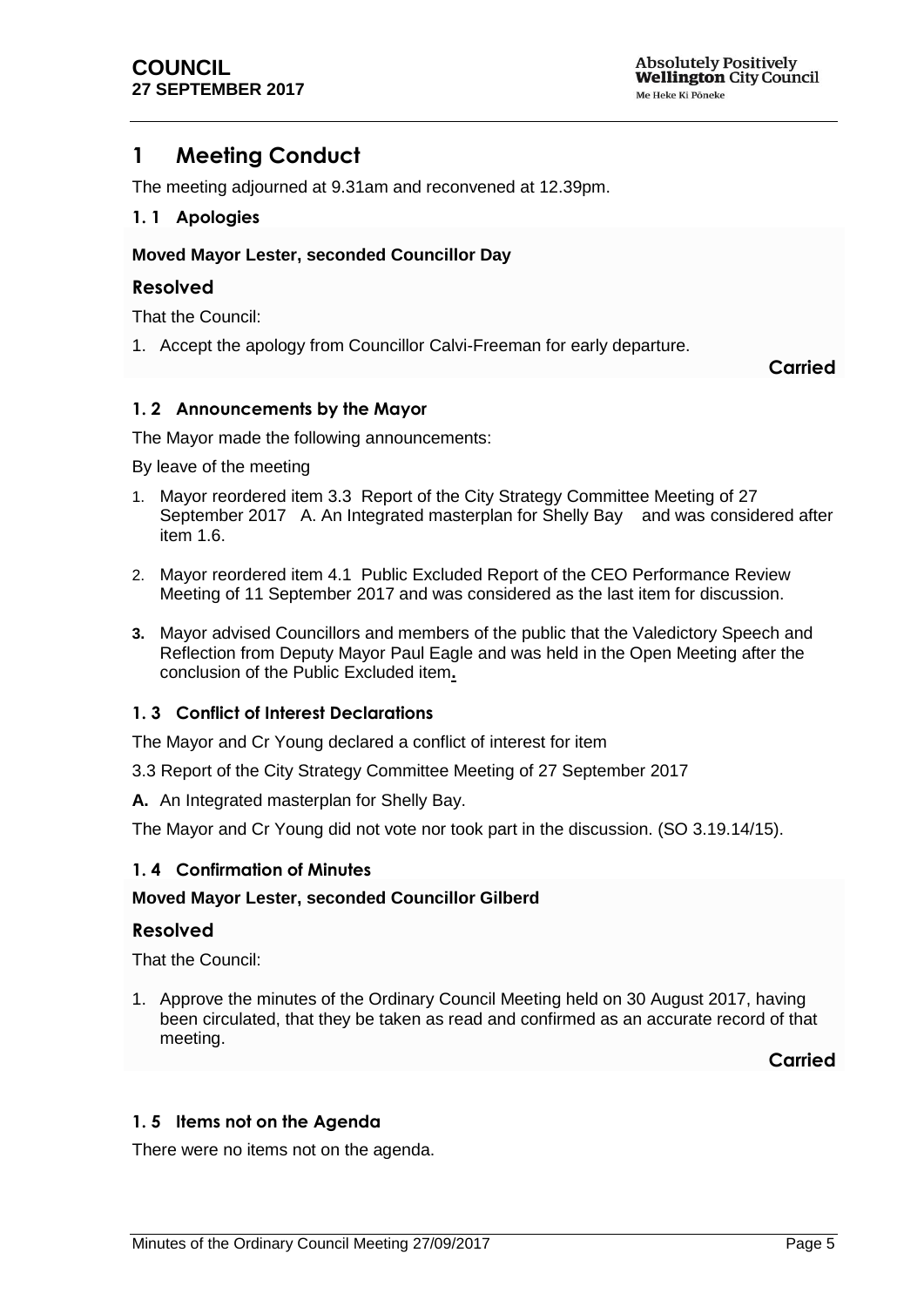# 1 Meeting Conduct

The meeting adjourned at 9.31am and reconvened at 12.39pm.

## 1. 1 Apologies

**Moved Mayor Lester, seconded Councillor Day**

### Resolved

That the Council:

1. Accept the apology from Councillor Calvi-Freeman for early departure.

**Carried**

## 1. 2 Announcements by the Mayor

The Mayor made the following announcements:

By leave of the meeting

1. Mayor reordered item 3.3 Report of the City Strategy Committee Meeting of 27 September 2017 A. An Integrated masterplan for Shelly Bay and was considered after item 1.6.

2. Mayor reordered item 4.1 Public Excluded Report of the CEO Performance Review Meeting of 11 September 2017 and was considered as the last item for discussion.

3. Mayor advised Councillors and members of the public that the Valedictory Speech and Reflection from Deputy Mayor Paul Eagle and was held in the Open Meeting after the conclusion of the Public Excluded item.

## 1. 3 Conflict of Interest Declarations

The Mayor and Cr Young declared a conflict of interest for item

3.3 Report of the City Strategy Committee Meeting of 27 September 2017

**A.** An Integrated masterplan for Shelly Bay.

The Mayor and Cr Young did not vote nor took part in the discussion. (SO 3.19.14/15).

## 1. 4 Confirmation of Minutes

**Moved Mayor Lester, seconded Councillor Gilberd**

### Resolved

That the Council:

1. Approve the minutes of the Ordinary Council Meeting held on 30 August 2017, having been circulated, that they be taken as read and confirmed as an accurate record of that meeting.

**Carried**

## 1. 5 Items not on the Agenda

There were no items not on the agenda.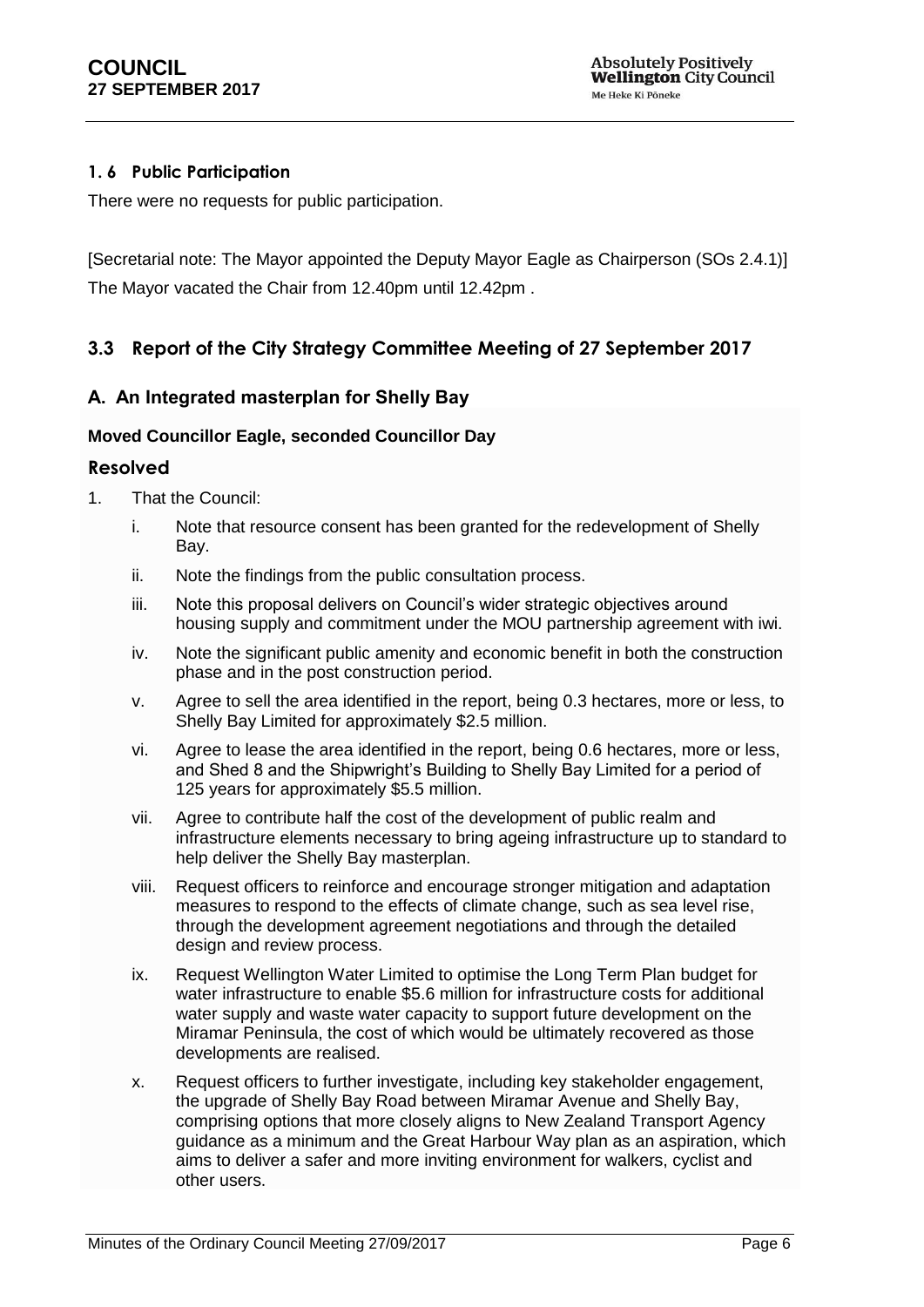### 1. 6 Public Participation

There were no requests for public participation.

[Secretarial note: The Mayor appointed the Deputy Mayor Eagle as Chairperson (SOs 2.4.1)]

The Mayor vacated the Chair from 12.40pm until 12.42pm .

## 3.3 Report of the City Strategy Committee Meeting of 27 September 2017

### A. An Integrated masterplan for Shelly Bay

**Moved Councillor Eagle, seconded Councillor Day**

**Resolved**

1. That the Council:
    i. Note that resource consent has been granted for the redevelopment of Shelly Bay.
    ii. Note the findings from the public consultation process.
    iii. Note this proposal delivers on Council's wider strategic objectives around housing supply and commitment under the MOU partnership agreement with iwi.
    iv. Note the significant public amenity and economic benefit in both the construction phase and in the post construction period.
    v. Agree to sell the area identified in the report, being 0.3 hectares, more or less, to Shelly Bay Limited for approximately $2.5 million.
    vi. Agree to lease the area identified in the report, being 0.6 hectares, more or less, and Shed 8 and the Shipwright's Building to Shelly Bay Limited for a period of 125 years for approximately $5.5 million.
    vii. Agree to contribute half the cost of the development of public realm and infrastructure elements necessary to bring ageing infrastructure up to standard to help deliver the Shelly Bay masterplan.
    viii. Request officers to reinforce and encourage stronger mitigation and adaptation measures to respond to the effects of climate change, such as sea level rise, through the development agreement negotiations and through the detailed design and review process.
    ix. Request Wellington Water Limited to optimise the Long Term Plan budget for water infrastructure to enable $5.6 million for infrastructure costs for additional water supply and waste water capacity to support future development on the Miramar Peninsula, the cost of which would be ultimately recovered as those developments are realised.
    x. Request officers to further investigate, including key stakeholder engagement, the upgrade of Shelly Bay Road between Miramar Avenue and Shelly Bay, comprising options that more closely aligns to New Zealand Transport Agency guidance as a minimum and the Great Harbour Way plan as an aspiration, which aims to deliver a safer and more inviting environment for walkers, cyclist and other users.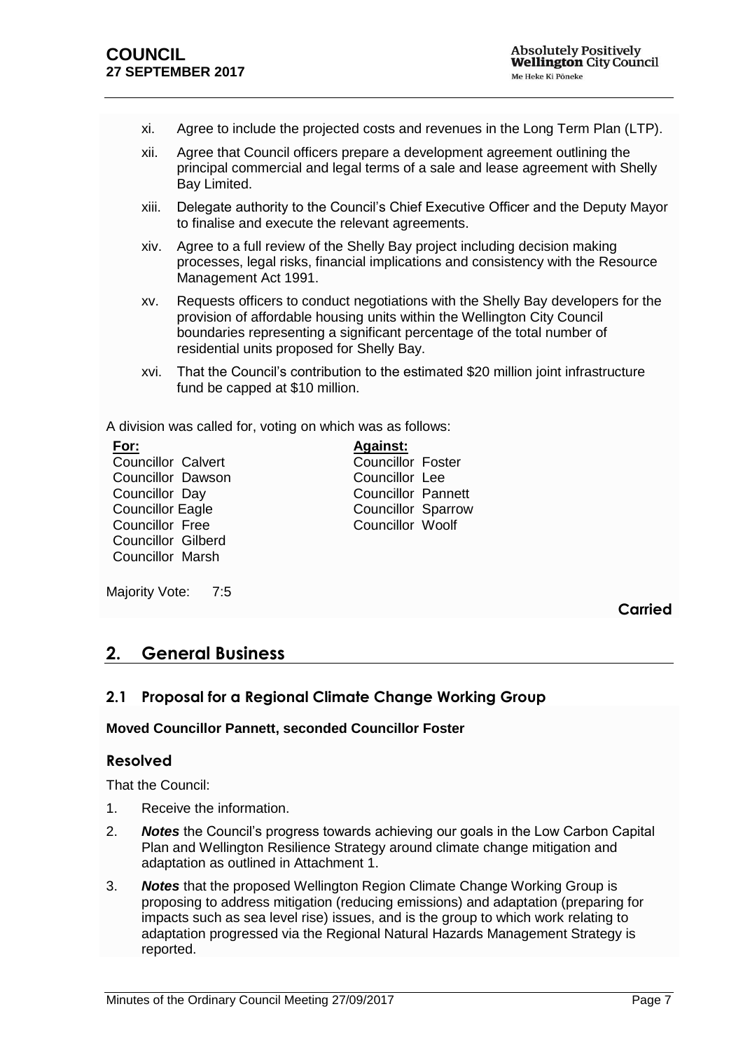xi. Agree to include the projected costs and revenues in the Long Term Plan (LTP).

xii. Agree that Council officers prepare a development agreement outlining the principal commercial and legal terms of a sale and lease agreement with Shelly Bay Limited.

xiii. Delegate authority to the Council's Chief Executive Officer and the Deputy Mayor to finalise and execute the relevant agreements.

xiv. Agree to a full review of the Shelly Bay project including decision making processes, legal risks, financial implications and consistency with the Resource Management Act 1991.

xv. Requests officers to conduct negotiations with the Shelly Bay developers for the provision of affordable housing units within the Wellington City Council boundaries representing a significant percentage of the total number of residential units proposed for Shelly Bay.

xvi. That the Council's contribution to the estimated $20 million joint infrastructure fund be capped at $10 million.

A division was called for, voting on which was as follows:

| **For:** | **Against:** |
|---|---|
| Councillor Calvert | Councillor Foster |
| Councillor Dawson | Councillor Lee |
| Councillor Day | Councillor Pannett |
| Councillor Eagle | Councillor Sparrow |
| Councillor Free | Councillor Woolf |
| Councillor Gilberd | |
| Councillor Marsh | |

Majority Vote: 7:5

**Carried**

## 2. General Business

### 2.1 Proposal for a Regional Climate Change Working Group

**Moved Councillor Pannett, seconded Councillor Foster**

#### Resolved

That the Council:

1. Receive the information.
2. ***Notes*** the Council's progress towards achieving our goals in the Low Carbon Capital Plan and Wellington Resilience Strategy around climate change mitigation and adaptation as outlined in Attachment 1.
3. ***Notes*** that the proposed Wellington Region Climate Change Working Group is proposing to address mitigation (reducing emissions) and adaptation (preparing for impacts such as sea level rise) issues, and is the group to which work relating to adaptation progressed via the Regional Natural Hazards Management Strategy is reported.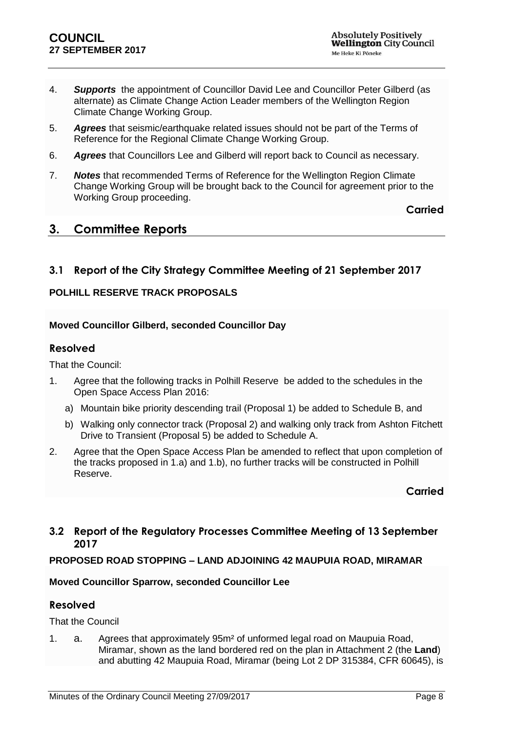4. ***Supports*** the appointment of Councillor David Lee and Councillor Peter Gilberd (as alternate) as Climate Change Action Leader members of the Wellington Region Climate Change Working Group.

5. ***Agrees*** that seismic/earthquake related issues should not be part of the Terms of Reference for the Regional Climate Change Working Group.

6. ***Agrees*** that Councillors Lee and Gilberd will report back to Council as necessary.

7. ***Notes*** that recommended Terms of Reference for the Wellington Region Climate Change Working Group will be brought back to the Council for agreement prior to the Working Group proceeding.

**Carried**

## 3. Committee Reports

### 3.1 Report of the City Strategy Committee Meeting of 21 September 2017

**POLHILL RESERVE TRACK PROPOSALS**

**Moved Councillor Gilberd, seconded Councillor Day**

#### Resolved

That the Council:

1. Agree that the following tracks in Polhill Reserve be added to the schedules in the Open Space Access Plan 2016:
   a) Mountain bike priority descending trail (Proposal 1) be added to Schedule B, and
   b) Walking only connector track (Proposal 2) and walking only track from Ashton Fitchett Drive to Transient (Proposal 5) be added to Schedule A.

2. Agree that the Open Space Access Plan be amended to reflect that upon completion of the tracks proposed in 1.a) and 1.b), no further tracks will be constructed in Polhill Reserve.

**Carried**

### 3.2 Report of the Regulatory Processes Committee Meeting of 13 September 2017

**PROPOSED ROAD STOPPING – LAND ADJOINING 42 MAUPUIA ROAD, MIRAMAR**

**Moved Councillor Sparrow, seconded Councillor Lee**

#### Resolved

That the Council

1. a. Agrees that approximately 95m² of unformed legal road on Maupuia Road, Miramar, shown as the land bordered red on the plan in Attachment 2 (the **Land**) and abutting 42 Maupuia Road, Miramar (being Lot 2 DP 315384, CFR 60645), is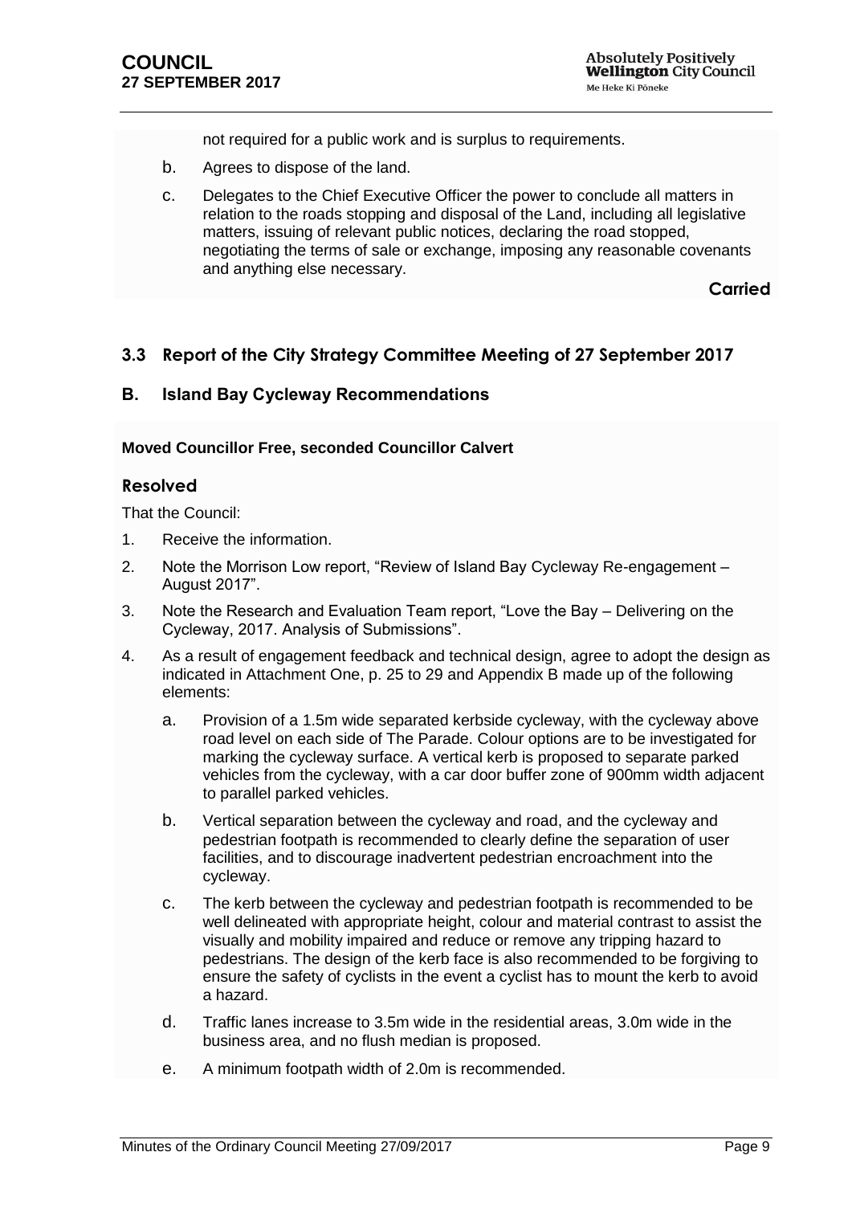not required for a public work and is surplus to requirements.

b. Agrees to dispose of the land.

c. Delegates to the Chief Executive Officer the power to conclude all matters in relation to the roads stopping and disposal of the Land, including all legislative matters, issuing of relevant public notices, declaring the road stopped, negotiating the terms of sale or exchange, imposing any reasonable covenants and anything else necessary.

**Carried**

## 3.3 Report of the City Strategy Committee Meeting of 27 September 2017

## B. Island Bay Cycleway Recommendations

**Moved Councillor Free, seconded Councillor Calvert**

### Resolved

That the Council:

1. Receive the information.
2. Note the Morrison Low report, "Review of Island Bay Cycleway Re-engagement – August 2017".
3. Note the Research and Evaluation Team report, "Love the Bay – Delivering on the Cycleway, 2017. Analysis of Submissions".
4. As a result of engagement feedback and technical design, agree to adopt the design as indicated in Attachment One, p. 25 to 29 and Appendix B made up of the following elements:

   a. Provision of a 1.5m wide separated kerbside cycleway, with the cycleway above road level on each side of The Parade. Colour options are to be investigated for marking the cycleway surface. A vertical kerb is proposed to separate parked vehicles from the cycleway, with a car door buffer zone of 900mm width adjacent to parallel parked vehicles.

   b. Vertical separation between the cycleway and road, and the cycleway and pedestrian footpath is recommended to clearly define the separation of user facilities, and to discourage inadvertent pedestrian encroachment into the cycleway.

   c. The kerb between the cycleway and pedestrian footpath is recommended to be well delineated with appropriate height, colour and material contrast to assist the visually and mobility impaired and reduce or remove any tripping hazard to pedestrians. The design of the kerb face is also recommended to be forgiving to ensure the safety of cyclists in the event a cyclist has to mount the kerb to avoid a hazard.

   d. Traffic lanes increase to 3.5m wide in the residential areas, 3.0m wide in the business area, and no flush median is proposed.

   e. A minimum footpath width of 2.0m is recommended.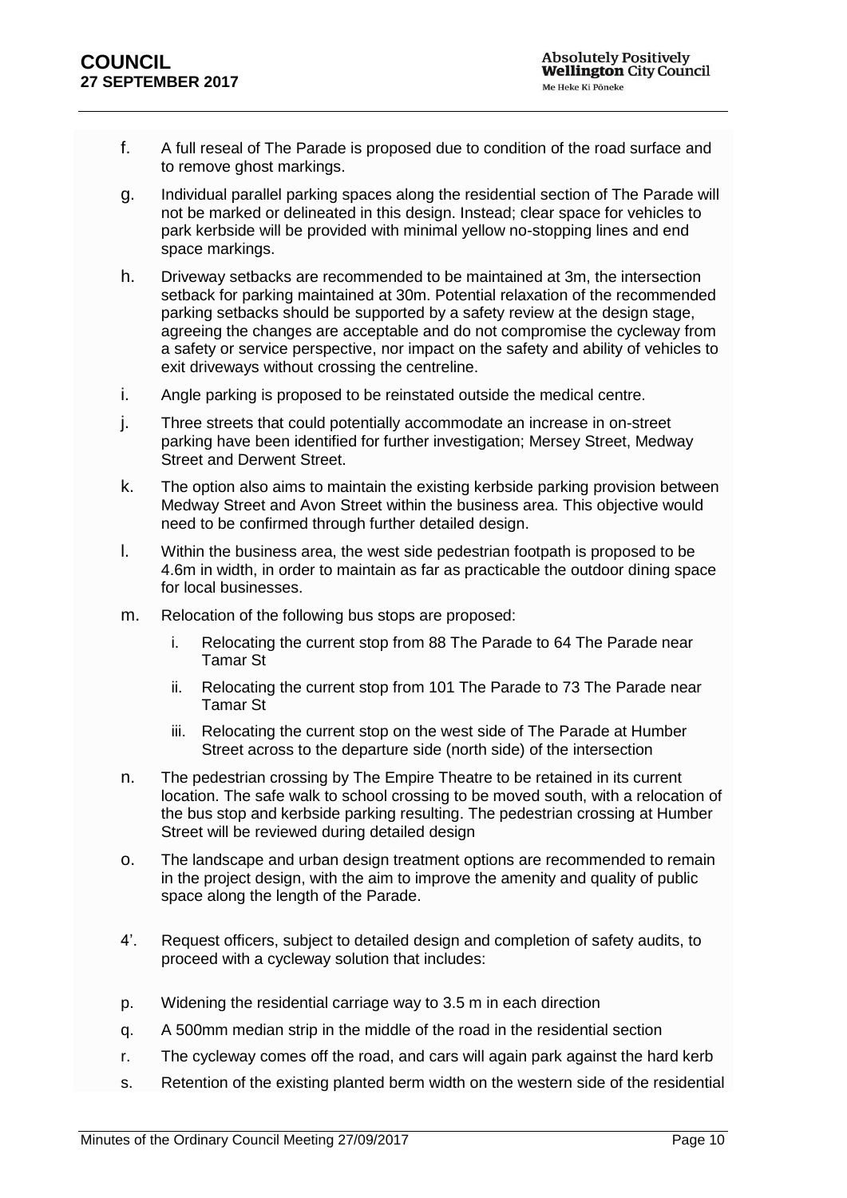f. A full reseal of The Parade is proposed due to condition of the road surface and to remove ghost markings.

g. Individual parallel parking spaces along the residential section of The Parade will not be marked or delineated in this design. Instead; clear space for vehicles to park kerbside will be provided with minimal yellow no-stopping lines and end space markings.

h. Driveway setbacks are recommended to be maintained at 3m, the intersection setback for parking maintained at 30m. Potential relaxation of the recommended parking setbacks should be supported by a safety review at the design stage, agreeing the changes are acceptable and do not compromise the cycleway from a safety or service perspective, nor impact on the safety and ability of vehicles to exit driveways without crossing the centreline.

i. Angle parking is proposed to be reinstated outside the medical centre.

j. Three streets that could potentially accommodate an increase in on-street parking have been identified for further investigation; Mersey Street, Medway Street and Derwent Street.

k. The option also aims to maintain the existing kerbside parking provision between Medway Street and Avon Street within the business area. This objective would need to be confirmed through further detailed design.

l. Within the business area, the west side pedestrian footpath is proposed to be 4.6m in width, in order to maintain as far as practicable the outdoor dining space for local businesses.

m. Relocation of the following bus stops are proposed:

   i. Relocating the current stop from 88 The Parade to 64 The Parade near Tamar St

   ii. Relocating the current stop from 101 The Parade to 73 The Parade near Tamar St

   iii. Relocating the current stop on the west side of The Parade at Humber Street across to the departure side (north side) of the intersection

n. The pedestrian crossing by The Empire Theatre to be retained in its current location. The safe walk to school crossing to be moved south, with a relocation of the bus stop and kerbside parking resulting. The pedestrian crossing at Humber Street will be reviewed during detailed design

o. The landscape and urban design treatment options are recommended to remain in the project design, with the aim to improve the amenity and quality of public space along the length of the Parade.

4'. Request officers, subject to detailed design and completion of safety audits, to proceed with a cycleway solution that includes:

p. Widening the residential carriage way to 3.5 m in each direction

q. A 500mm median strip in the middle of the road in the residential section

r. The cycleway comes off the road, and cars will again park against the hard kerb

s. Retention of the existing planted berm width on the western side of the residential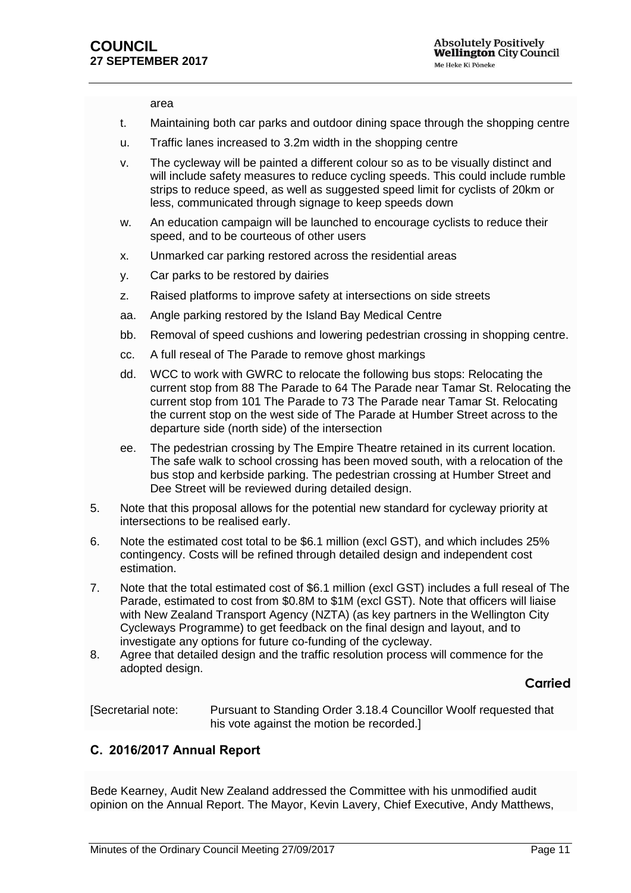area

t. Maintaining both car parks and outdoor dining space through the shopping centre

u. Traffic lanes increased to 3.2m width in the shopping centre

v. The cycleway will be painted a different colour so as to be visually distinct and will include safety measures to reduce cycling speeds. This could include rumble strips to reduce speed, as well as suggested speed limit for cyclists of 20km or less, communicated through signage to keep speeds down

w. An education campaign will be launched to encourage cyclists to reduce their speed, and to be courteous of other users

x. Unmarked car parking restored across the residential areas

y. Car parks to be restored by dairies

z. Raised platforms to improve safety at intersections on side streets

aa. Angle parking restored by the Island Bay Medical Centre

bb. Removal of speed cushions and lowering pedestrian crossing in shopping centre.

cc. A full reseal of The Parade to remove ghost markings

dd. WCC to work with GWRC to relocate the following bus stops: Relocating the current stop from 88 The Parade to 64 The Parade near Tamar St. Relocating the current stop from 101 The Parade to 73 The Parade near Tamar St. Relocating the current stop on the west side of The Parade at Humber Street across to the departure side (north side) of the intersection

ee. The pedestrian crossing by The Empire Theatre retained in its current location. The safe walk to school crossing has been moved south, with a relocation of the bus stop and kerbside parking. The pedestrian crossing at Humber Street and Dee Street will be reviewed during detailed design.

5. Note that this proposal allows for the potential new standard for cycleway priority at intersections to be realised early.

6. Note the estimated cost total to be $6.1 million (excl GST), and which includes 25% contingency. Costs will be refined through detailed design and independent cost estimation.

7. Note that the total estimated cost of $6.1 million (excl GST) includes a full reseal of The Parade, estimated to cost from $0.8M to $1M (excl GST). Note that officers will liaise with New Zealand Transport Agency (NZTA) (as key partners in the Wellington City Cycleways Programme) to get feedback on the final design and layout, and to investigate any options for future co-funding of the cycleway.

8. Agree that detailed design and the traffic resolution process will commence for the adopted design.

**Carried**

[Secretarial note: Pursuant to Standing Order 3.18.4 Councillor Woolf requested that his vote against the motion be recorded.]

## C. 2016/2017 Annual Report

Bede Kearney, Audit New Zealand addressed the Committee with his unmodified audit opinion on the Annual Report. The Mayor, Kevin Lavery, Chief Executive, Andy Matthews,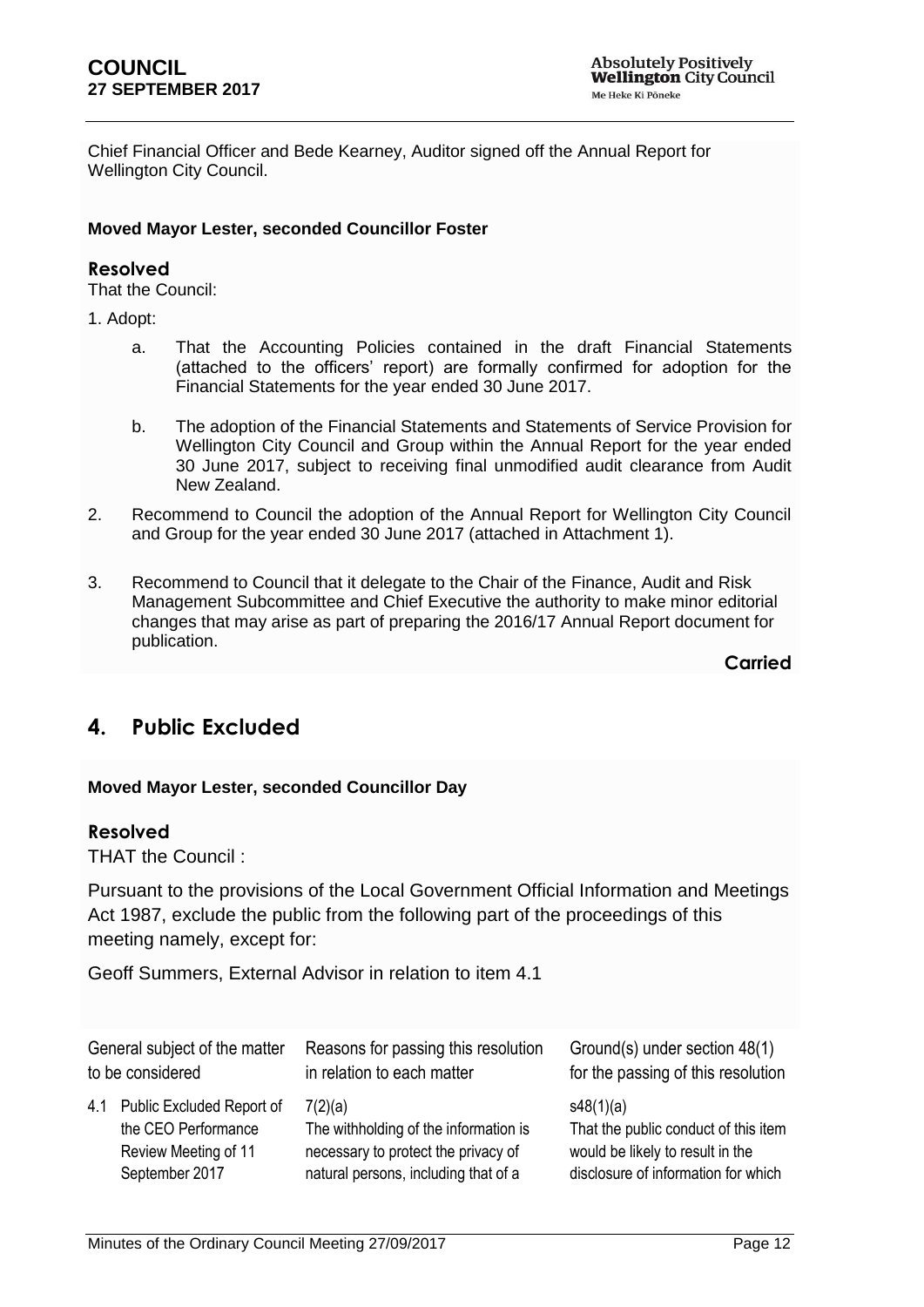Chief Financial Officer and Bede Kearney, Auditor signed off the Annual Report for Wellington City Council.

**Moved Mayor Lester, seconded Councillor Foster**

### Resolved

That the Council:

1. Adopt:

   a. That the Accounting Policies contained in the draft Financial Statements (attached to the officers' report) are formally confirmed for adoption for the Financial Statements for the year ended 30 June 2017.

   b. The adoption of the Financial Statements and Statements of Service Provision for Wellington City Council and Group within the Annual Report for the year ended 30 June 2017, subject to receiving final unmodified audit clearance from Audit New Zealand.

2. Recommend to Council the adoption of the Annual Report for Wellington City Council and Group for the year ended 30 June 2017 (attached in Attachment 1).

3. Recommend to Council that it delegate to the Chair of the Finance, Audit and Risk Management Subcommittee and Chief Executive the authority to make minor editorial changes that may arise as part of preparing the 2016/17 Annual Report document for publication.

**Carried**

## 4. Public Excluded

**Moved Mayor Lester, seconded Councillor Day**

### Resolved

THAT the Council :

Pursuant to the provisions of the Local Government Official Information and Meetings Act 1987, exclude the public from the following part of the proceedings of this meeting namely, except for:

Geoff Summers, External Advisor in relation to item 4.1

| General subject of the matter to be considered | Reasons for passing this resolution in relation to each matter | Ground(s) under section 48(1) for the passing of this resolution |
|---|---|---|
| 4.1 Public Excluded Report of the CEO Performance Review Meeting of 11 September 2017 | 7(2)(a)<br>The withholding of the information is necessary to protect the privacy of natural persons, including that of a | s48(1)(a)<br>That the public conduct of this item would be likely to result in the disclosure of information for which |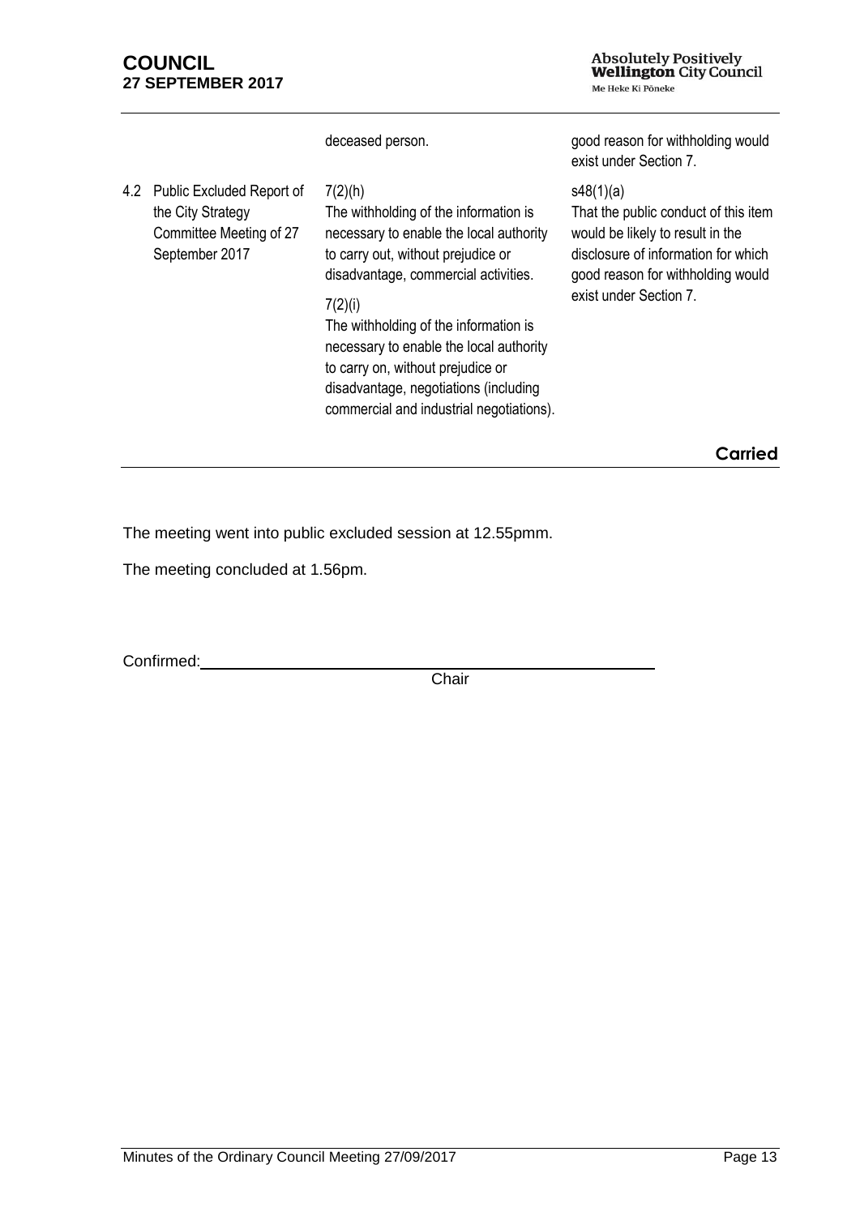| | | |
|---|---|---|
| | deceased person. | good reason for withholding would exist under Section 7. |
| 4.2 Public Excluded Report of the City Strategy Committee Meeting of 27 September 2017 | 7(2)(h)<br>The withholding of the information is necessary to enable the local authority to carry out, without prejudice or disadvantage, commercial activities.<br>7(2)(i)<br>The withholding of the information is necessary to enable the local authority to carry on, without prejudice or disadvantage, negotiations (including commercial and industrial negotiations). | s48(1)(a)<br>That the public conduct of this item would be likely to result in the disclosure of information for which good reason for withholding would exist under Section 7. |

**Carried**

The meeting went into public excluded session at 12.55pmm.

The meeting concluded at 1.56pm.

Confirmed: ____________________________________________

Chair